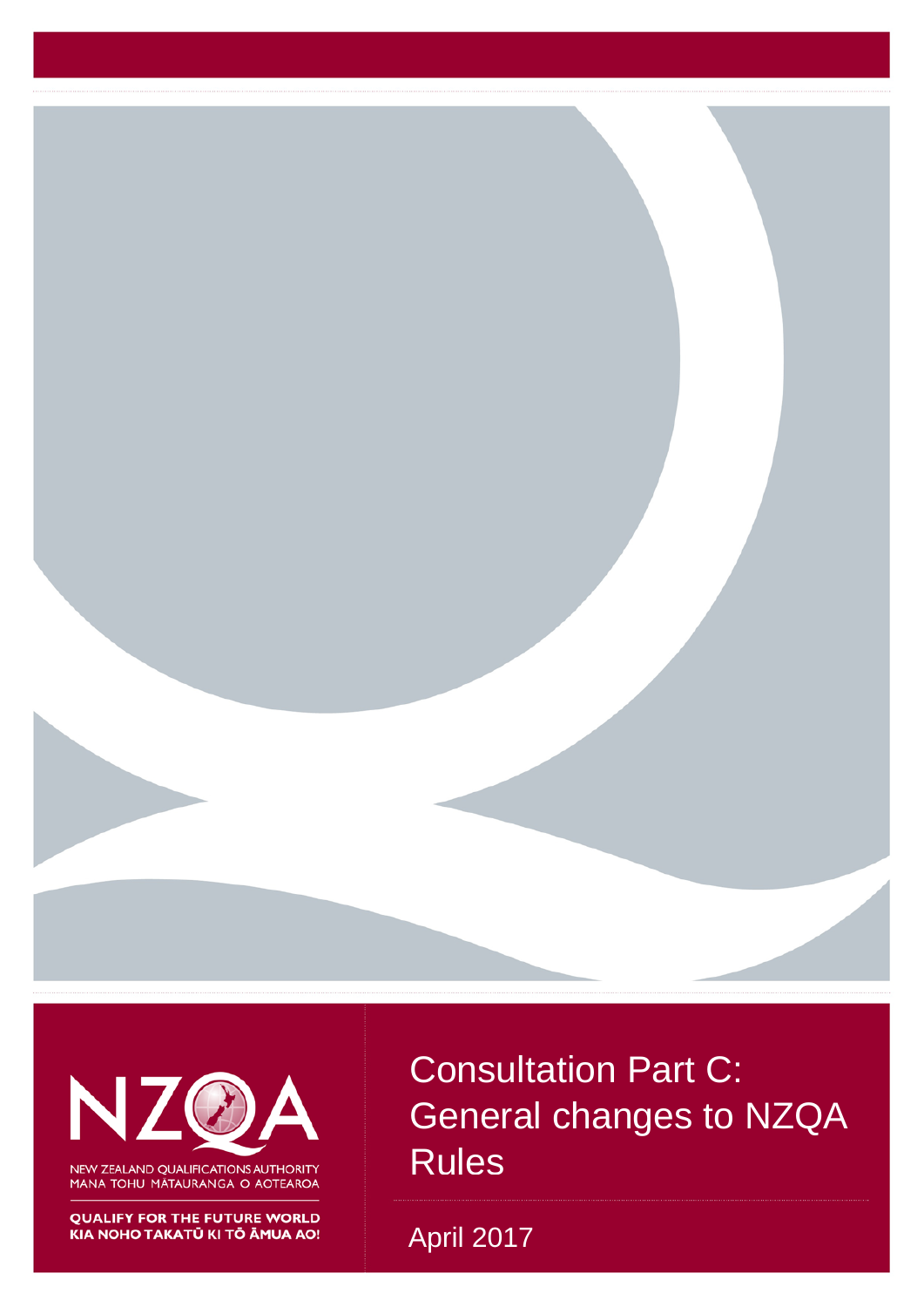NEW ZEALAND QUALIFICATIONS AUTHORITY
MANA TOHU MĀTAURANGA O AOTEAROA

QUALIFY FOR THE FUTURE WORLD
KIA NOHO TAKATŪ KI TŌ ĀMUA AO!

# Consultation Part C: General changes to NZQA Rules

April 2017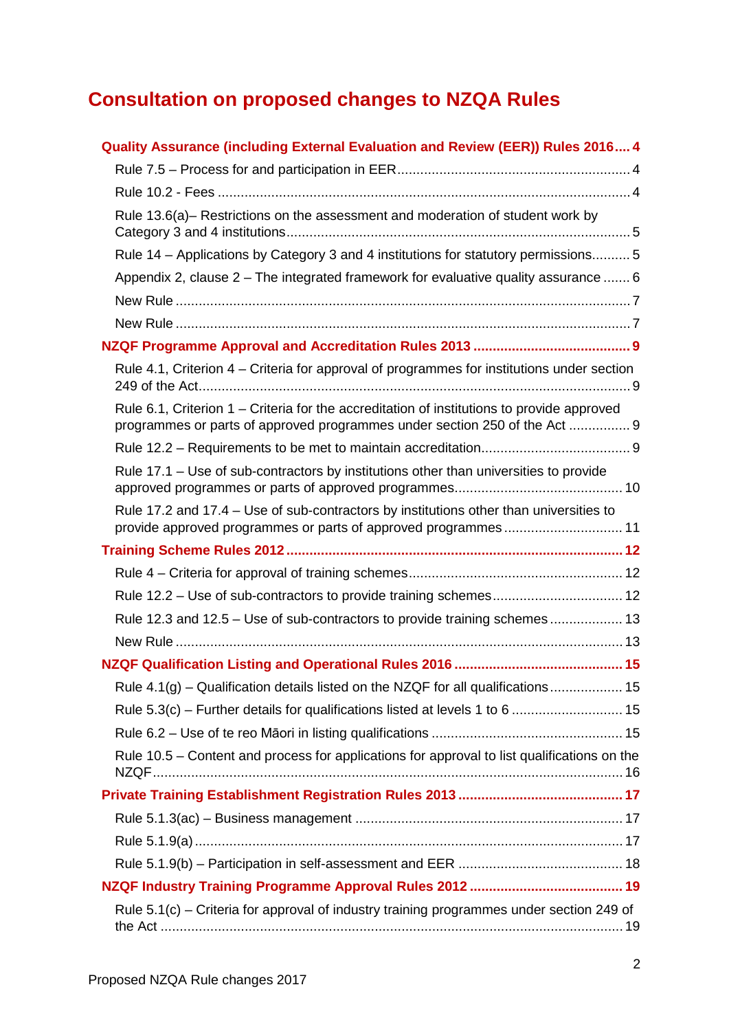# Consultation on proposed changes to NZQA Rules

**Quality Assurance (including External Evaluation and Review (EER)) Rules 2016.... 4**

- Rule 7.5 – Process for and participation in EER ... 4
- Rule 10.2 - Fees ... 4
- Rule 13.6(a)– Restrictions on the assessment and moderation of student work by Category 3 and 4 institutions ... 5
- Rule 14 – Applications by Category 3 and 4 institutions for statutory permissions ... 5
- Appendix 2, clause 2 – The integrated framework for evaluative quality assurance ... 6
- New Rule ... 7
- New Rule ... 7

**NZQF Programme Approval and Accreditation Rules 2013 ... 9**

- Rule 4.1, Criterion 4 – Criteria for approval of programmes for institutions under section 249 of the Act ... 9
- Rule 6.1, Criterion 1 – Criteria for the accreditation of institutions to provide approved programmes or parts of approved programmes under section 250 of the Act ... 9
- Rule 12.2 – Requirements to be met to maintain accreditation ... 9
- Rule 17.1 – Use of sub-contractors by institutions other than universities to provide approved programmes or parts of approved programmes ... 10
- Rule 17.2 and 17.4 – Use of sub-contractors by institutions other than universities to provide approved programmes or parts of approved programmes ... 11

**Training Scheme Rules 2012 ... 12**

- Rule 4 – Criteria for approval of training schemes ... 12
- Rule 12.2 – Use of sub-contractors to provide training schemes ... 12
- Rule 12.3 and 12.5 – Use of sub-contractors to provide training schemes ... 13
- New Rule ... 13

**NZQF Qualification Listing and Operational Rules 2016 ... 15**

- Rule 4.1(g) – Qualification details listed on the NZQF for all qualifications ... 15
- Rule 5.3(c) – Further details for qualifications listed at levels 1 to 6 ... 15
- Rule 6.2 – Use of te reo Māori in listing qualifications ... 15
- Rule 10.5 – Content and process for applications for approval to list qualifications on the NZQF ... 16

**Private Training Establishment Registration Rules 2013 ... 17**

- Rule 5.1.3(ac) – Business management ... 17
- Rule 5.1.9(a) ... 17
- Rule 5.1.9(b) – Participation in self-assessment and EER ... 18

**NZQF Industry Training Programme Approval Rules 2012 ... 19**

- Rule 5.1(c) – Criteria for approval of industry training programmes under section 249 of the Act ... 19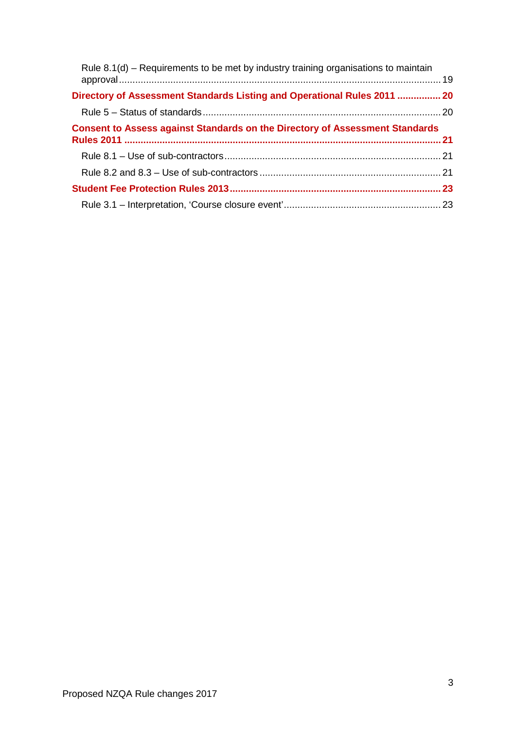Rule 8.1(d) – Requirements to be met by industry training organisations to maintain approval ... 19

**Directory of Assessment Standards Listing and Operational Rules 2011 ... 20**

Rule 5 – Status of standards ... 20

**Consent to Assess against Standards on the Directory of Assessment Standards Rules 2011 ... 21**

Rule 8.1 – Use of sub-contractors ... 21

Rule 8.2 and 8.3 – Use of sub-contractors ... 21

**Student Fee Protection Rules 2013 ... 23**

Rule 3.1 – Interpretation, 'Course closure event' ... 23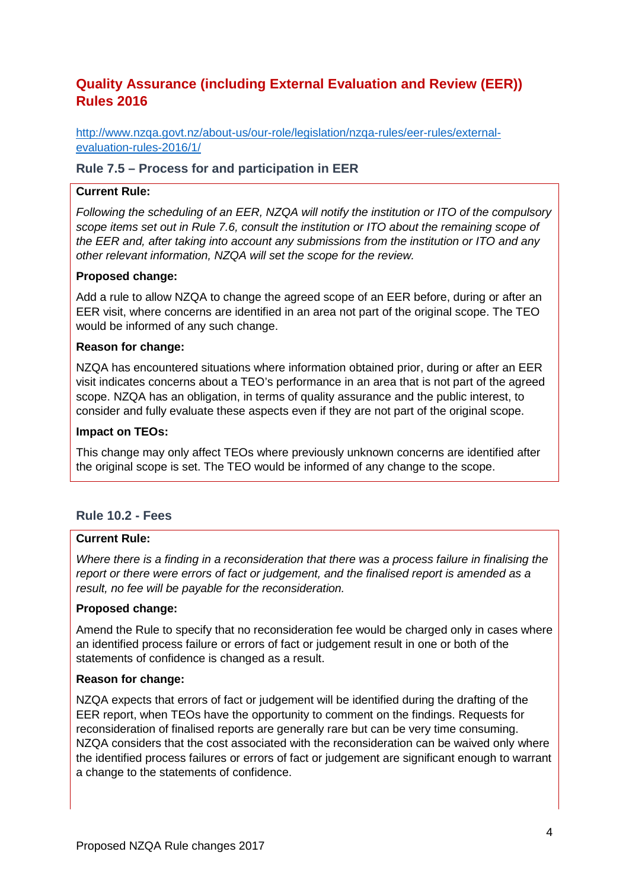## Quality Assurance (including External Evaluation and Review (EER)) Rules 2016

[http://www.nzqa.govt.nz/about-us/our-role/legislation/nzqa-rules/eer-rules/external-evaluation-rules-2016/1/](http://www.nzqa.govt.nz/about-us/our-role/legislation/nzqa-rules/eer-rules/external-evaluation-rules-2016/1/)

### Rule 7.5 – Process for and participation in EER

**Current Rule:**

*Following the scheduling of an EER, NZQA will notify the institution or ITO of the compulsory scope items set out in Rule 7.6, consult the institution or ITO about the remaining scope of the EER and, after taking into account any submissions from the institution or ITO and any other relevant information, NZQA will set the scope for the review.*

**Proposed change:**

Add a rule to allow NZQA to change the agreed scope of an EER before, during or after an EER visit, where concerns are identified in an area not part of the original scope. The TEO would be informed of any such change.

**Reason for change:**

NZQA has encountered situations where information obtained prior, during or after an EER visit indicates concerns about a TEO's performance in an area that is not part of the agreed scope. NZQA has an obligation, in terms of quality assurance and the public interest, to consider and fully evaluate these aspects even if they are not part of the original scope.

**Impact on TEOs:**

This change may only affect TEOs where previously unknown concerns are identified after the original scope is set. The TEO would be informed of any change to the scope.

### Rule 10.2 - Fees

**Current Rule:**

*Where there is a finding in a reconsideration that there was a process failure in finalising the report or there were errors of fact or judgement, and the finalised report is amended as a result, no fee will be payable for the reconsideration.*

**Proposed change:**

Amend the Rule to specify that no reconsideration fee would be charged only in cases where an identified process failure or errors of fact or judgement result in one or both of the statements of confidence is changed as a result.

**Reason for change:**

NZQA expects that errors of fact or judgement will be identified during the drafting of the EER report, when TEOs have the opportunity to comment on the findings. Requests for reconsideration of finalised reports are generally rare but can be very time consuming. NZQA considers that the cost associated with the reconsideration can be waived only where the identified process failures or errors of fact or judgement are significant enough to warrant a change to the statements of confidence.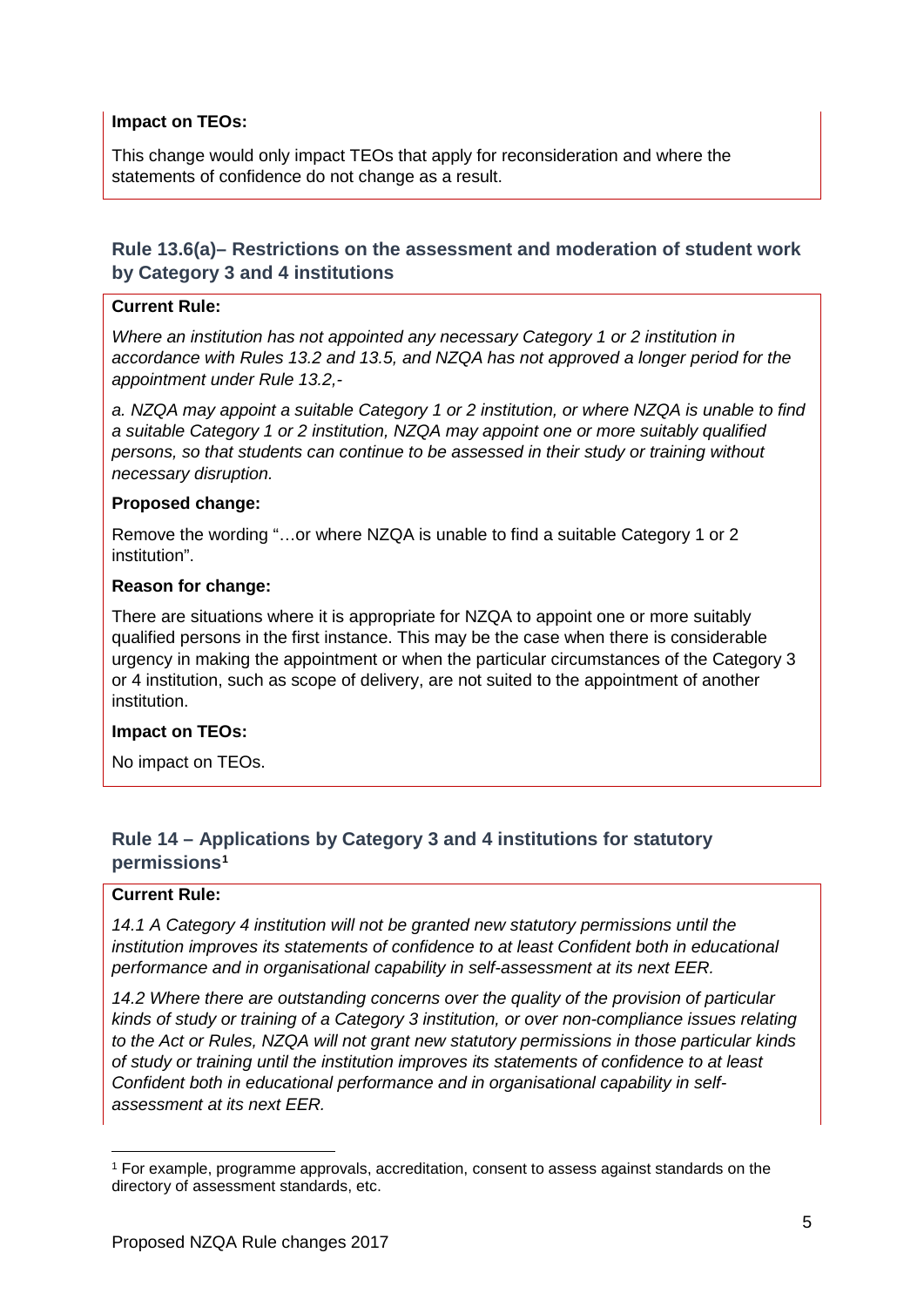**Impact on TEOs:**

This change would only impact TEOs that apply for reconsideration and where the statements of confidence do not change as a result.

### Rule 13.6(a)– Restrictions on the assessment and moderation of student work by Category 3 and 4 institutions

**Current Rule:**

*Where an institution has not appointed any necessary Category 1 or 2 institution in accordance with Rules 13.2 and 13.5, and NZQA has not approved a longer period for the appointment under Rule 13.2,-*

*a. NZQA may appoint a suitable Category 1 or 2 institution, or where NZQA is unable to find a suitable Category 1 or 2 institution, NZQA may appoint one or more suitably qualified persons, so that students can continue to be assessed in their study or training without necessary disruption.*

**Proposed change:**

Remove the wording "…or where NZQA is unable to find a suitable Category 1 or 2 institution".

**Reason for change:**

There are situations where it is appropriate for NZQA to appoint one or more suitably qualified persons in the first instance. This may be the case when there is considerable urgency in making the appointment or when the particular circumstances of the Category 3 or 4 institution, such as scope of delivery, are not suited to the appointment of another institution.

**Impact on TEOs:**

No impact on TEOs.

### Rule 14 – Applications by Category 3 and 4 institutions for statutory permissions[1]

**Current Rule:**

*14.1 A Category 4 institution will not be granted new statutory permissions until the institution improves its statements of confidence to at least Confident both in educational performance and in organisational capability in self-assessment at its next EER.*

*14.2 Where there are outstanding concerns over the quality of the provision of particular kinds of study or training of a Category 3 institution, or over non-compliance issues relating to the Act or Rules, NZQA will not grant new statutory permissions in those particular kinds of study or training until the institution improves its statements of confidence to at least Confident both in educational performance and in organisational capability in self-assessment at its next EER.*

[1] For example, programme approvals, accreditation, consent to assess against standards on the directory of assessment standards, etc.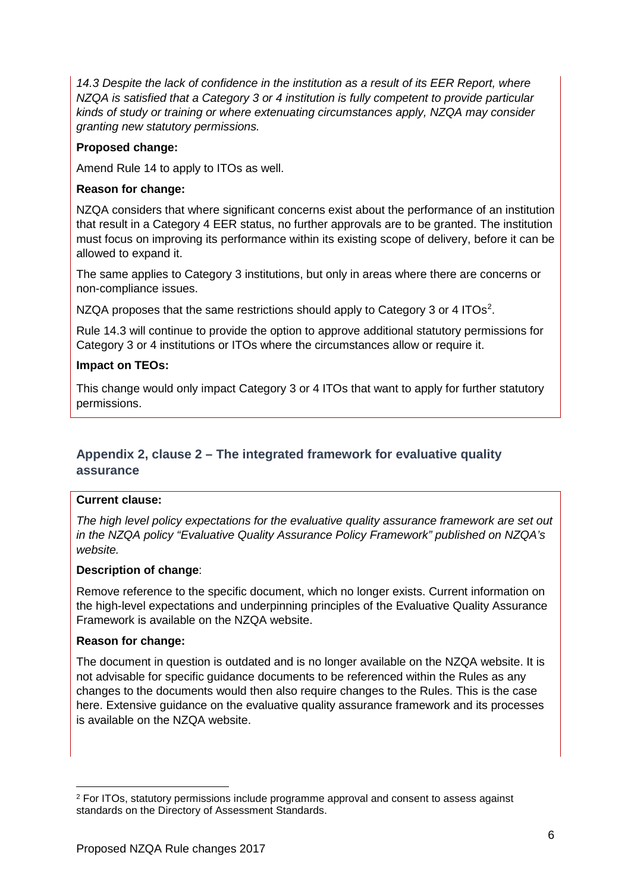*14.3 Despite the lack of confidence in the institution as a result of its EER Report, where NZQA is satisfied that a Category 3 or 4 institution is fully competent to provide particular kinds of study or training or where extenuating circumstances apply, NZQA may consider granting new statutory permissions.*

**Proposed change:**

Amend Rule 14 to apply to ITOs as well.

**Reason for change:**

NZQA considers that where significant concerns exist about the performance of an institution that result in a Category 4 EER status, no further approvals are to be granted. The institution must focus on improving its performance within its existing scope of delivery, before it can be allowed to expand it.

The same applies to Category 3 institutions, but only in areas where there are concerns or non-compliance issues.

NZQA proposes that the same restrictions should apply to Category 3 or 4 ITOs[2].

Rule 14.3 will continue to provide the option to approve additional statutory permissions for Category 3 or 4 institutions or ITOs where the circumstances allow or require it.

**Impact on TEOs:**

This change would only impact Category 3 or 4 ITOs that want to apply for further statutory permissions.

## Appendix 2, clause 2 – The integrated framework for evaluative quality assurance

**Current clause:**

*The high level policy expectations for the evaluative quality assurance framework are set out in the NZQA policy "Evaluative Quality Assurance Policy Framework" published on NZQA's website.*

**Description of change**:

Remove reference to the specific document, which no longer exists. Current information on the high-level expectations and underpinning principles of the Evaluative Quality Assurance Framework is available on the NZQA website.

**Reason for change:**

The document in question is outdated and is no longer available on the NZQA website. It is not advisable for specific guidance documents to be referenced within the Rules as any changes to the documents would then also require changes to the Rules. This is the case here. Extensive guidance on the evaluative quality assurance framework and its processes is available on the NZQA website.

[2] For ITOs, statutory permissions include programme approval and consent to assess against standards on the Directory of Assessment Standards.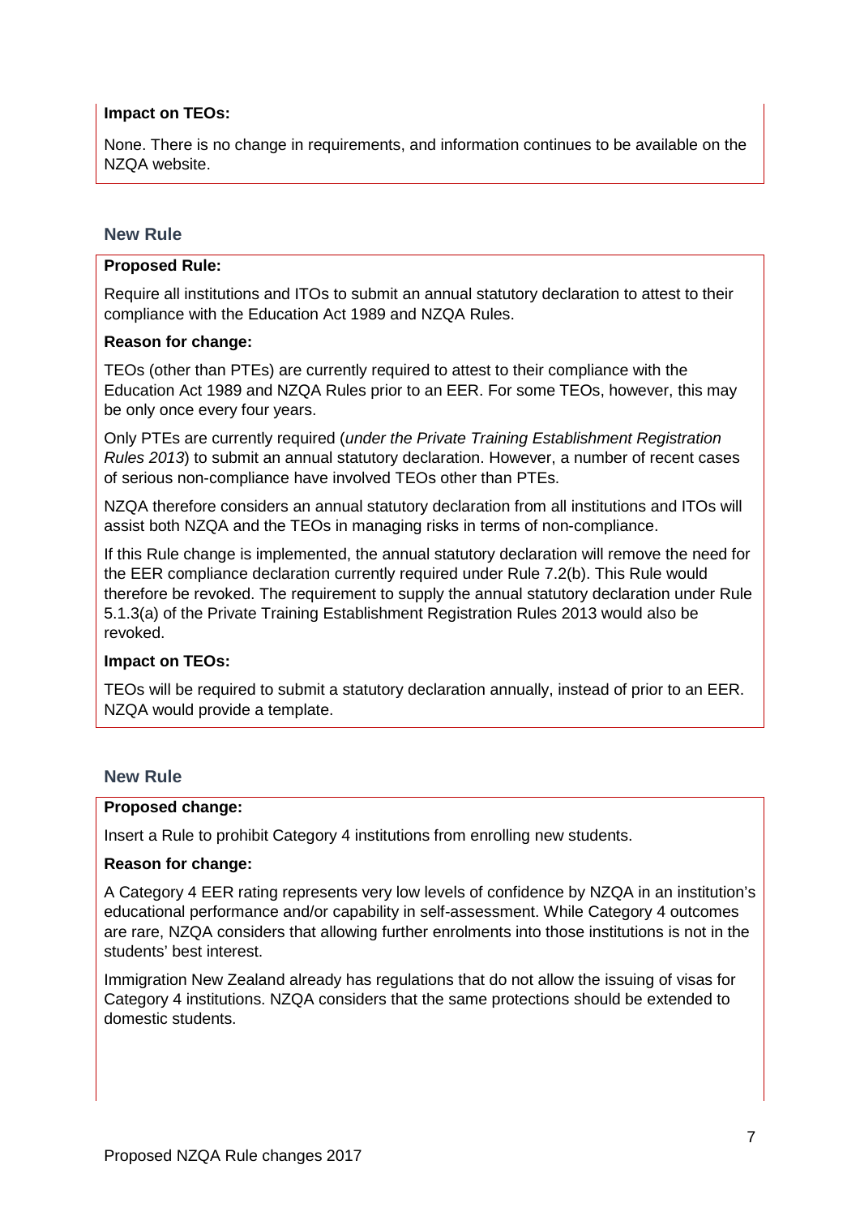**Impact on TEOs:**

None. There is no change in requirements, and information continues to be available on the NZQA website.

### New Rule

**Proposed Rule:**

Require all institutions and ITOs to submit an annual statutory declaration to attest to their compliance with the Education Act 1989 and NZQA Rules.

**Reason for change:**

TEOs (other than PTEs) are currently required to attest to their compliance with the Education Act 1989 and NZQA Rules prior to an EER. For some TEOs, however, this may be only once every four years.

Only PTEs are currently required (*under the Private Training Establishment Registration Rules 2013*) to submit an annual statutory declaration. However, a number of recent cases of serious non-compliance have involved TEOs other than PTEs.

NZQA therefore considers an annual statutory declaration from all institutions and ITOs will assist both NZQA and the TEOs in managing risks in terms of non-compliance.

If this Rule change is implemented, the annual statutory declaration will remove the need for the EER compliance declaration currently required under Rule 7.2(b). This Rule would therefore be revoked. The requirement to supply the annual statutory declaration under Rule 5.1.3(a) of the Private Training Establishment Registration Rules 2013 would also be revoked.

**Impact on TEOs:**

TEOs will be required to submit a statutory declaration annually, instead of prior to an EER. NZQA would provide a template.

### New Rule

**Proposed change:**

Insert a Rule to prohibit Category 4 institutions from enrolling new students.

**Reason for change:**

A Category 4 EER rating represents very low levels of confidence by NZQA in an institution's educational performance and/or capability in self-assessment. While Category 4 outcomes are rare, NZQA considers that allowing further enrolments into those institutions is not in the students' best interest.

Immigration New Zealand already has regulations that do not allow the issuing of visas for Category 4 institutions. NZQA considers that the same protections should be extended to domestic students.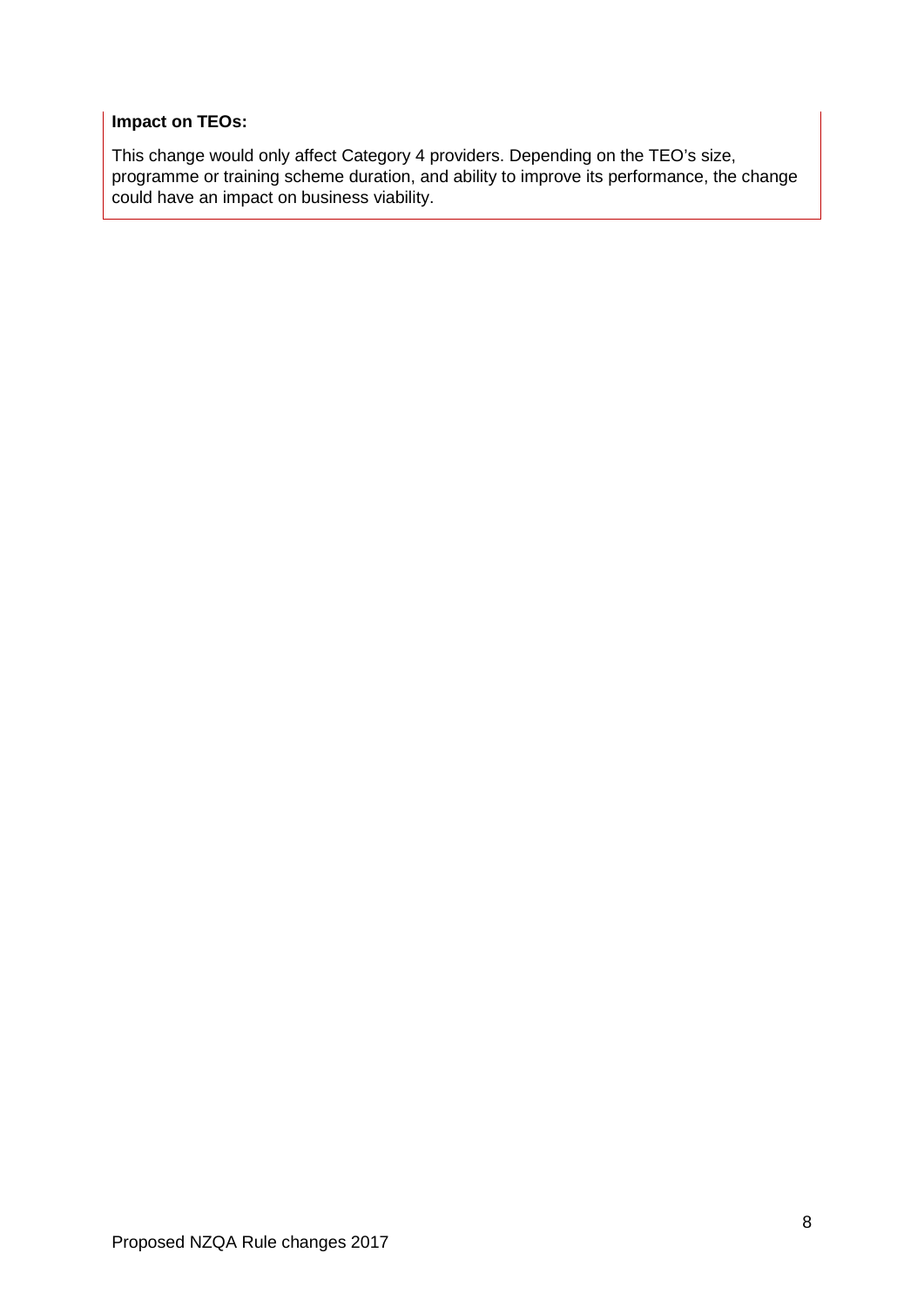**Impact on TEOs:**

This change would only affect Category 4 providers. Depending on the TEO's size, programme or training scheme duration, and ability to improve its performance, the change could have an impact on business viability.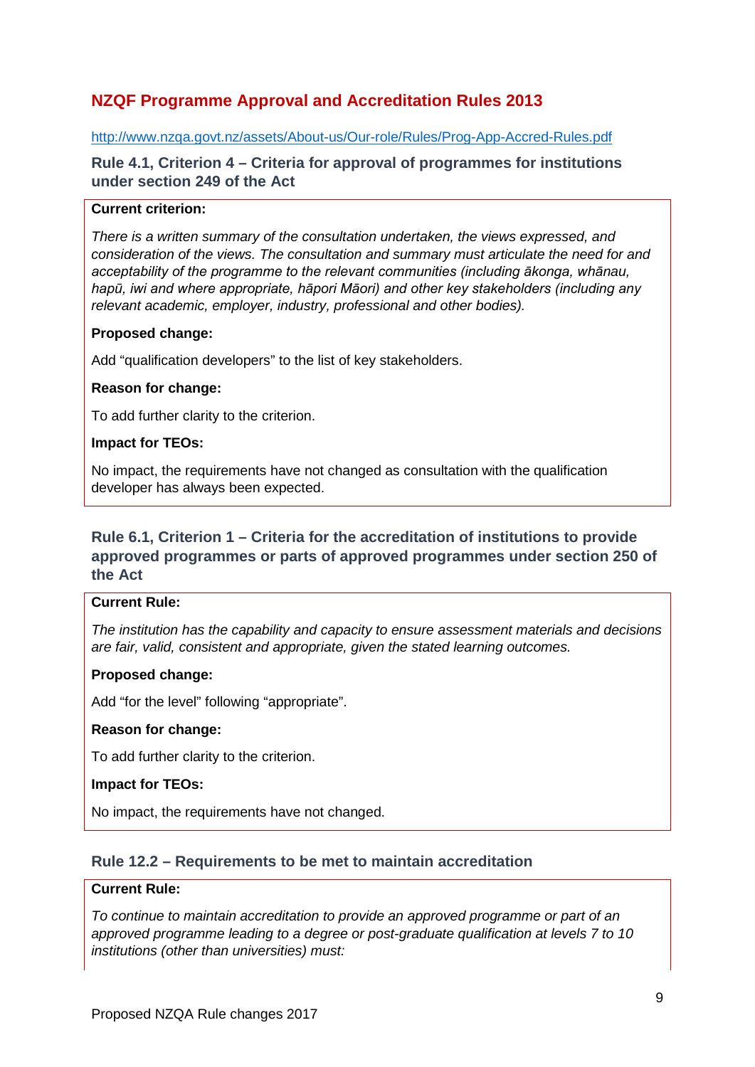## NZQF Programme Approval and Accreditation Rules 2013

http://www.nzqa.govt.nz/assets/About-us/Our-role/Rules/Prog-App-Accred-Rules.pdf

### Rule 4.1, Criterion 4 – Criteria for approval of programmes for institutions under section 249 of the Act

**Current criterion:**

*There is a written summary of the consultation undertaken, the views expressed, and consideration of the views. The consultation and summary must articulate the need for and acceptability of the programme to the relevant communities (including ākonga, whānau, hapū, iwi and where appropriate, hāpori Māori) and other key stakeholders (including any relevant academic, employer, industry, professional and other bodies).*

**Proposed change:**

Add "qualification developers" to the list of key stakeholders.

**Reason for change:**

To add further clarity to the criterion.

**Impact for TEOs:**

No impact, the requirements have not changed as consultation with the qualification developer has always been expected.

### Rule 6.1, Criterion 1 – Criteria for the accreditation of institutions to provide approved programmes or parts of approved programmes under section 250 of the Act

**Current Rule:**

*The institution has the capability and capacity to ensure assessment materials and decisions are fair, valid, consistent and appropriate, given the stated learning outcomes.*

**Proposed change:**

Add "for the level" following "appropriate".

**Reason for change:**

To add further clarity to the criterion.

**Impact for TEOs:**

No impact, the requirements have not changed.

### Rule 12.2 – Requirements to be met to maintain accreditation

**Current Rule:**

*To continue to maintain accreditation to provide an approved programme or part of an approved programme leading to a degree or post-graduate qualification at levels 7 to 10 institutions (other than universities) must:*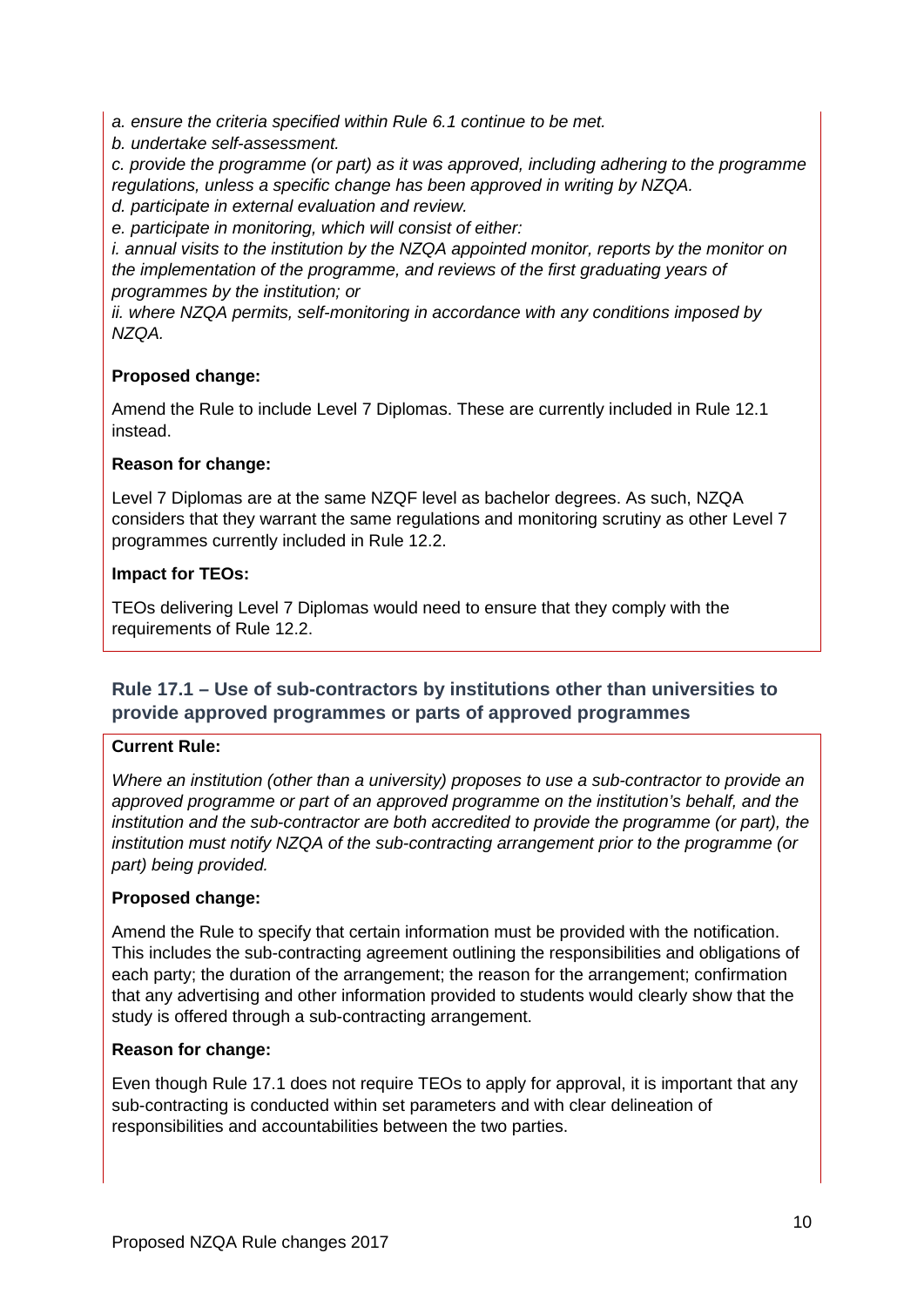*a. ensure the criteria specified within Rule 6.1 continue to be met.*
*b. undertake self-assessment.*
*c. provide the programme (or part) as it was approved, including adhering to the programme regulations, unless a specific change has been approved in writing by NZQA.*
*d. participate in external evaluation and review.*
*e. participate in monitoring, which will consist of either:*
*i. annual visits to the institution by the NZQA appointed monitor, reports by the monitor on the implementation of the programme, and reviews of the first graduating years of programmes by the institution; or*
*ii. where NZQA permits, self-monitoring in accordance with any conditions imposed by NZQA.*

**Proposed change:**

Amend the Rule to include Level 7 Diplomas. These are currently included in Rule 12.1 instead.

**Reason for change:**

Level 7 Diplomas are at the same NZQF level as bachelor degrees. As such, NZQA considers that they warrant the same regulations and monitoring scrutiny as other Level 7 programmes currently included in Rule 12.2.

**Impact for TEOs:**

TEOs delivering Level 7 Diplomas would need to ensure that they comply with the requirements of Rule 12.2.

### Rule 17.1 – Use of sub-contractors by institutions other than universities to provide approved programmes or parts of approved programmes

**Current Rule:**

*Where an institution (other than a university) proposes to use a sub-contractor to provide an approved programme or part of an approved programme on the institution's behalf, and the institution and the sub-contractor are both accredited to provide the programme (or part), the institution must notify NZQA of the sub-contracting arrangement prior to the programme (or part) being provided.*

**Proposed change:**

Amend the Rule to specify that certain information must be provided with the notification. This includes the sub-contracting agreement outlining the responsibilities and obligations of each party; the duration of the arrangement; the reason for the arrangement; confirmation that any advertising and other information provided to students would clearly show that the study is offered through a sub-contracting arrangement.

**Reason for change:**

Even though Rule 17.1 does not require TEOs to apply for approval, it is important that any sub-contracting is conducted within set parameters and with clear delineation of responsibilities and accountabilities between the two parties.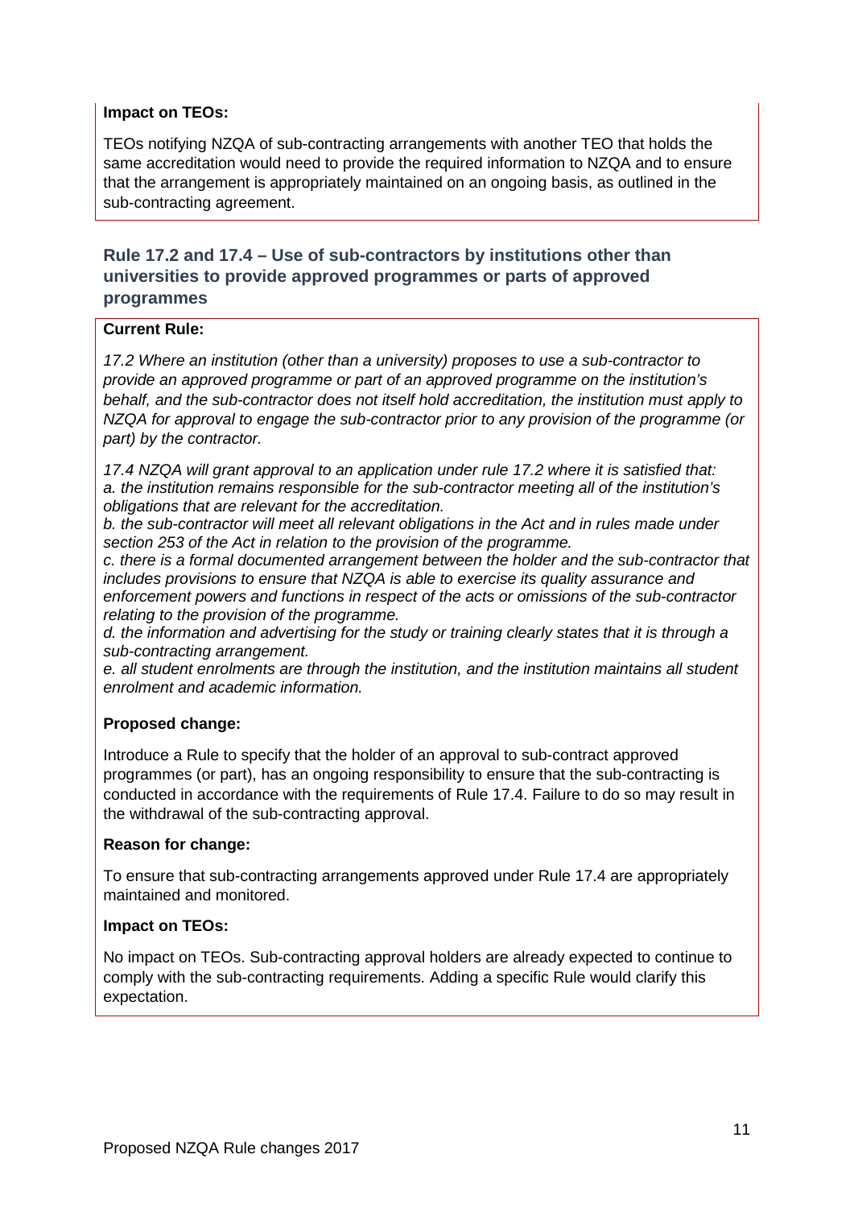**Impact on TEOs:**

TEOs notifying NZQA of sub-contracting arrangements with another TEO that holds the same accreditation would need to provide the required information to NZQA and to ensure that the arrangement is appropriately maintained on an ongoing basis, as outlined in the sub-contracting agreement.

### Rule 17.2 and 17.4 – Use of sub-contractors by institutions other than universities to provide approved programmes or parts of approved programmes

**Current Rule:**

*17.2 Where an institution (other than a university) proposes to use a sub-contractor to provide an approved programme or part of an approved programme on the institution's behalf, and the sub-contractor does not itself hold accreditation, the institution must apply to NZQA for approval to engage the sub-contractor prior to any provision of the programme (or part) by the contractor.*

*17.4 NZQA will grant approval to an application under rule 17.2 where it is satisfied that:*
*a. the institution remains responsible for the sub-contractor meeting all of the institution's obligations that are relevant for the accreditation.*
*b. the sub-contractor will meet all relevant obligations in the Act and in rules made under section 253 of the Act in relation to the provision of the programme.*
*c. there is a formal documented arrangement between the holder and the sub-contractor that includes provisions to ensure that NZQA is able to exercise its quality assurance and enforcement powers and functions in respect of the acts or omissions of the sub-contractor relating to the provision of the programme.*
*d. the information and advertising for the study or training clearly states that it is through a sub-contracting arrangement.*
*e. all student enrolments are through the institution, and the institution maintains all student enrolment and academic information.*

**Proposed change:**

Introduce a Rule to specify that the holder of an approval to sub-contract approved programmes (or part), has an ongoing responsibility to ensure that the sub-contracting is conducted in accordance with the requirements of Rule 17.4. Failure to do so may result in the withdrawal of the sub-contracting approval.

**Reason for change:**

To ensure that sub-contracting arrangements approved under Rule 17.4 are appropriately maintained and monitored.

**Impact on TEOs:**

No impact on TEOs. Sub-contracting approval holders are already expected to continue to comply with the sub-contracting requirements. Adding a specific Rule would clarify this expectation.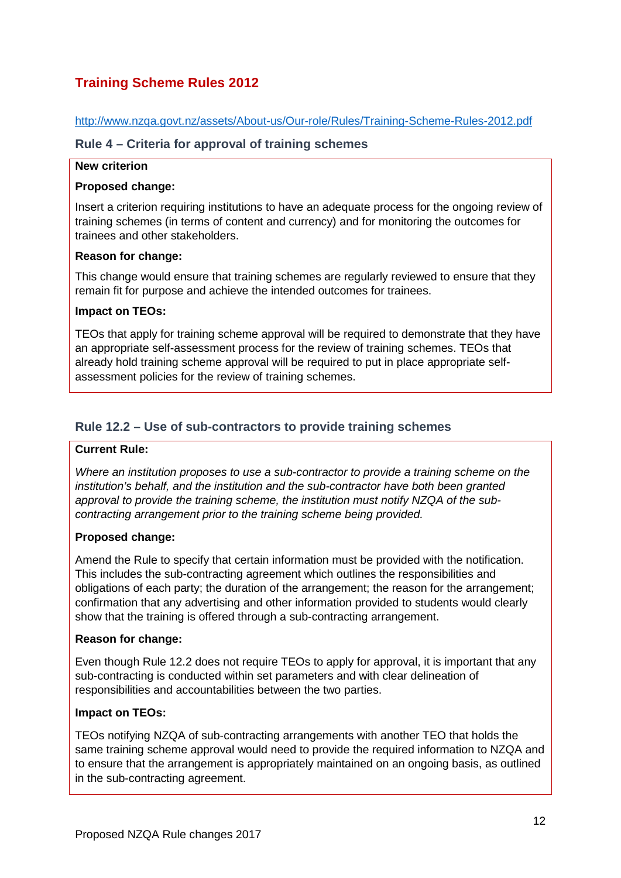## Training Scheme Rules 2012

http://www.nzqa.govt.nz/assets/About-us/Our-role/Rules/Training-Scheme-Rules-2012.pdf

### Rule 4 – Criteria for approval of training schemes

**New criterion**

**Proposed change:**

Insert a criterion requiring institutions to have an adequate process for the ongoing review of training schemes (in terms of content and currency) and for monitoring the outcomes for trainees and other stakeholders.

**Reason for change:**

This change would ensure that training schemes are regularly reviewed to ensure that they remain fit for purpose and achieve the intended outcomes for trainees.

**Impact on TEOs:**

TEOs that apply for training scheme approval will be required to demonstrate that they have an appropriate self-assessment process for the review of training schemes. TEOs that already hold training scheme approval will be required to put in place appropriate self-assessment policies for the review of training schemes.

### Rule 12.2 – Use of sub-contractors to provide training schemes

**Current Rule:**

*Where an institution proposes to use a sub-contractor to provide a training scheme on the institution's behalf, and the institution and the sub-contractor have both been granted approval to provide the training scheme, the institution must notify NZQA of the sub-contracting arrangement prior to the training scheme being provided.*

**Proposed change:**

Amend the Rule to specify that certain information must be provided with the notification. This includes the sub-contracting agreement which outlines the responsibilities and obligations of each party; the duration of the arrangement; the reason for the arrangement; confirmation that any advertising and other information provided to students would clearly show that the training is offered through a sub-contracting arrangement.

**Reason for change:**

Even though Rule 12.2 does not require TEOs to apply for approval, it is important that any sub-contracting is conducted within set parameters and with clear delineation of responsibilities and accountabilities between the two parties.

**Impact on TEOs:**

TEOs notifying NZQA of sub-contracting arrangements with another TEO that holds the same training scheme approval would need to provide the required information to NZQA and to ensure that the arrangement is appropriately maintained on an ongoing basis, as outlined in the sub-contracting agreement.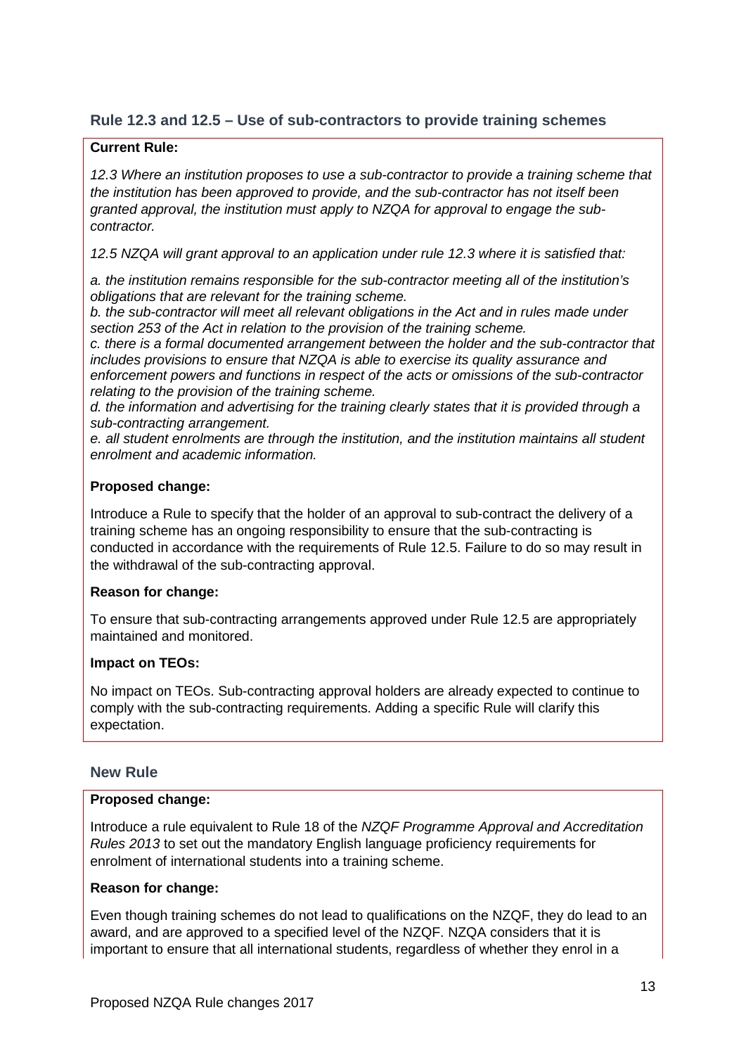### Rule 12.3 and 12.5 – Use of sub-contractors to provide training schemes

**Current Rule:**

*12.3 Where an institution proposes to use a sub-contractor to provide a training scheme that the institution has been approved to provide, and the sub-contractor has not itself been granted approval, the institution must apply to NZQA for approval to engage the sub-contractor.*

*12.5 NZQA will grant approval to an application under rule 12.3 where it is satisfied that:*

*a. the institution remains responsible for the sub-contractor meeting all of the institution's obligations that are relevant for the training scheme.*
*b. the sub-contractor will meet all relevant obligations in the Act and in rules made under section 253 of the Act in relation to the provision of the training scheme.*
*c. there is a formal documented arrangement between the holder and the sub-contractor that includes provisions to ensure that NZQA is able to exercise its quality assurance and enforcement powers and functions in respect of the acts or omissions of the sub-contractor relating to the provision of the training scheme.*
*d. the information and advertising for the training clearly states that it is provided through a sub-contracting arrangement.*
*e. all student enrolments are through the institution, and the institution maintains all student enrolment and academic information.*

**Proposed change:**

Introduce a Rule to specify that the holder of an approval to sub-contract the delivery of a training scheme has an ongoing responsibility to ensure that the sub-contracting is conducted in accordance with the requirements of Rule 12.5. Failure to do so may result in the withdrawal of the sub-contracting approval.

**Reason for change:**

To ensure that sub-contracting arrangements approved under Rule 12.5 are appropriately maintained and monitored.

**Impact on TEOs:**

No impact on TEOs. Sub-contracting approval holders are already expected to continue to comply with the sub-contracting requirements. Adding a specific Rule will clarify this expectation.

### New Rule

**Proposed change:**

Introduce a rule equivalent to Rule 18 of the *NZQF Programme Approval and Accreditation Rules 2013* to set out the mandatory English language proficiency requirements for enrolment of international students into a training scheme.

**Reason for change:**

Even though training schemes do not lead to qualifications on the NZQF, they do lead to an award, and are approved to a specified level of the NZQF. NZQA considers that it is important to ensure that all international students, regardless of whether they enrol in a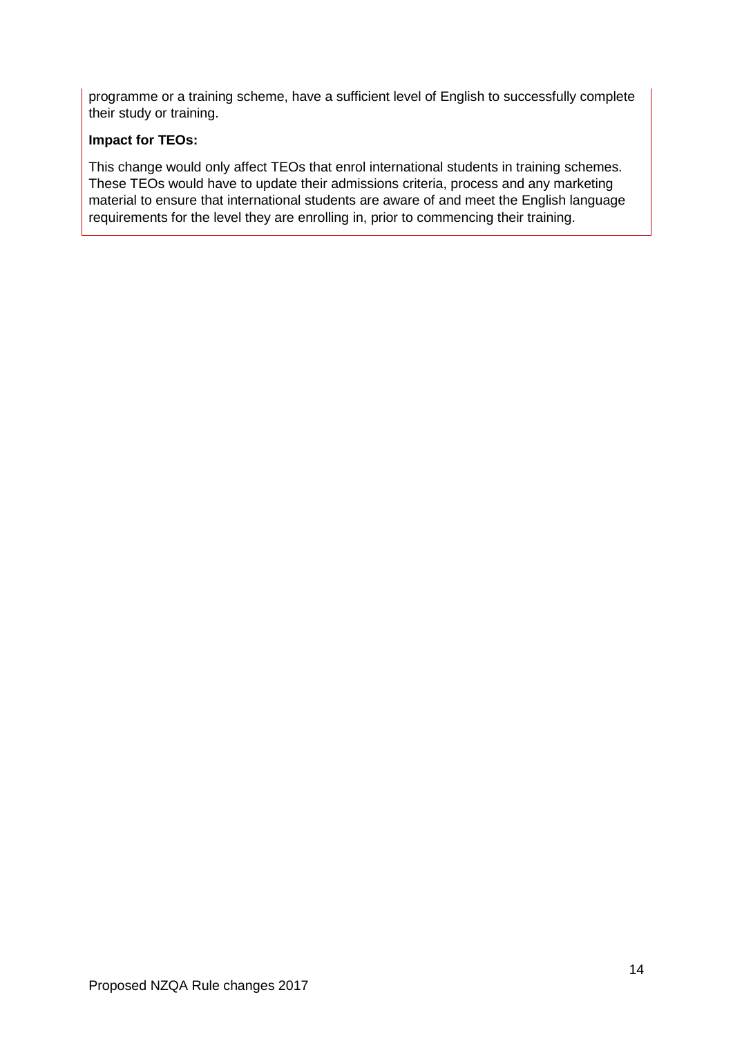programme or a training scheme, have a sufficient level of English to successfully complete their study or training.

**Impact for TEOs:**

This change would only affect TEOs that enrol international students in training schemes. These TEOs would have to update their admissions criteria, process and any marketing material to ensure that international students are aware of and meet the English language requirements for the level they are enrolling in, prior to commencing their training.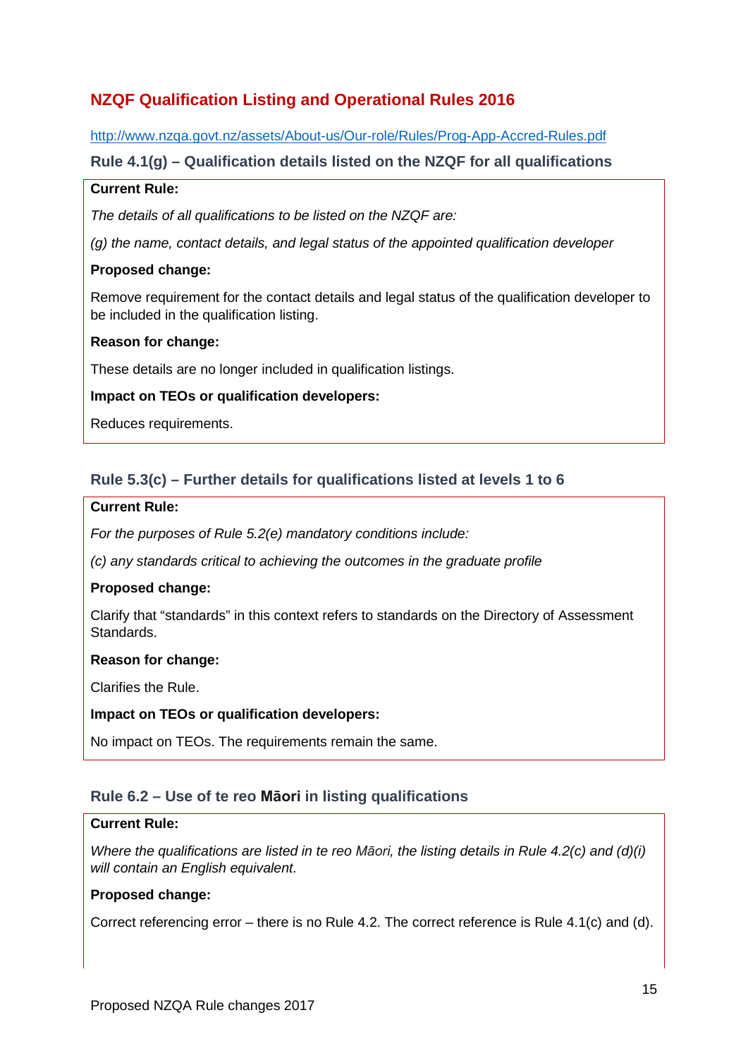## NZQF Qualification Listing and Operational Rules 2016

http://www.nzqa.govt.nz/assets/About-us/Our-role/Rules/Prog-App-Accred-Rules.pdf

### Rule 4.1(g) – Qualification details listed on the NZQF for all qualifications

**Current Rule:**

*The details of all qualifications to be listed on the NZQF are:*

*(g) the name, contact details, and legal status of the appointed qualification developer*

**Proposed change:**

Remove requirement for the contact details and legal status of the qualification developer to be included in the qualification listing.

**Reason for change:**

These details are no longer included in qualification listings.

**Impact on TEOs or qualification developers:**

Reduces requirements.

### Rule 5.3(c) – Further details for qualifications listed at levels 1 to 6

**Current Rule:**

*For the purposes of Rule 5.2(e) mandatory conditions include:*

*(c) any standards critical to achieving the outcomes in the graduate profile*

**Proposed change:**

Clarify that "standards" in this context refers to standards on the Directory of Assessment Standards.

**Reason for change:**

Clarifies the Rule.

**Impact on TEOs or qualification developers:**

No impact on TEOs. The requirements remain the same.

### Rule 6.2 – Use of te reo Māori in listing qualifications

**Current Rule:**

*Where the qualifications are listed in te reo Māori, the listing details in Rule 4.2(c) and (d)(i) will contain an English equivalent.*

**Proposed change:**

Correct referencing error – there is no Rule 4.2. The correct reference is Rule 4.1(c) and (d).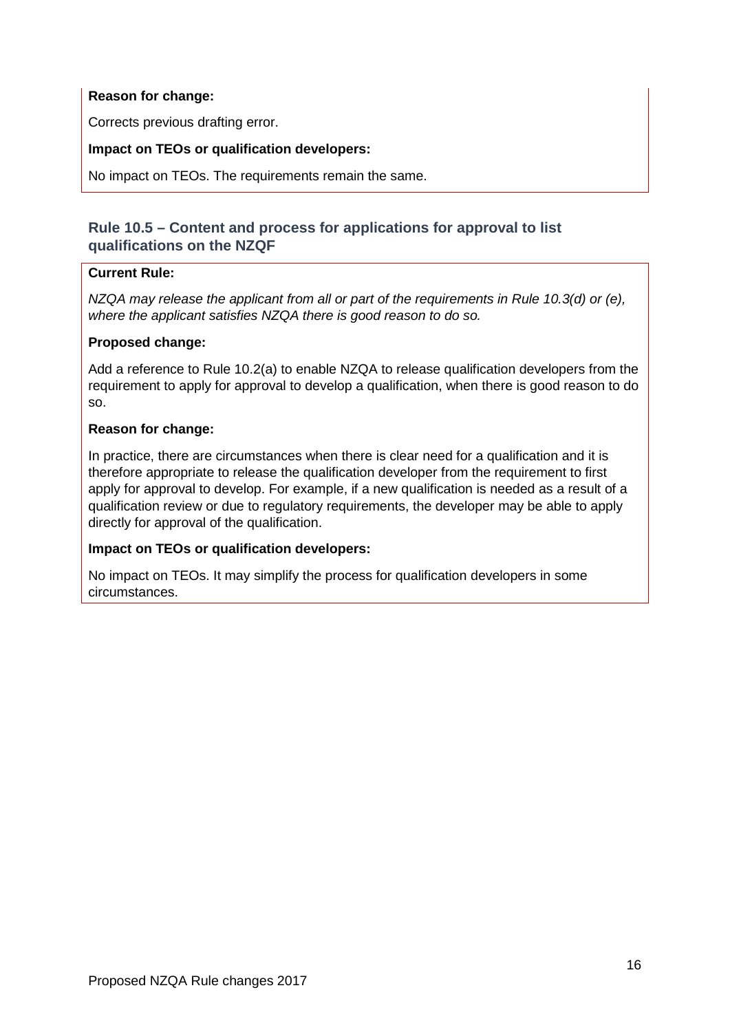**Reason for change:**

Corrects previous drafting error.

**Impact on TEOs or qualification developers:**

No impact on TEOs. The requirements remain the same.

### Rule 10.5 – Content and process for applications for approval to list qualifications on the NZQF

**Current Rule:**

*NZQA may release the applicant from all or part of the requirements in Rule 10.3(d) or (e), where the applicant satisfies NZQA there is good reason to do so.*

**Proposed change:**

Add a reference to Rule 10.2(a) to enable NZQA to release qualification developers from the requirement to apply for approval to develop a qualification, when there is good reason to do so.

**Reason for change:**

In practice, there are circumstances when there is clear need for a qualification and it is therefore appropriate to release the qualification developer from the requirement to first apply for approval to develop. For example, if a new qualification is needed as a result of a qualification review or due to regulatory requirements, the developer may be able to apply directly for approval of the qualification.

**Impact on TEOs or qualification developers:**

No impact on TEOs. It may simplify the process for qualification developers in some circumstances.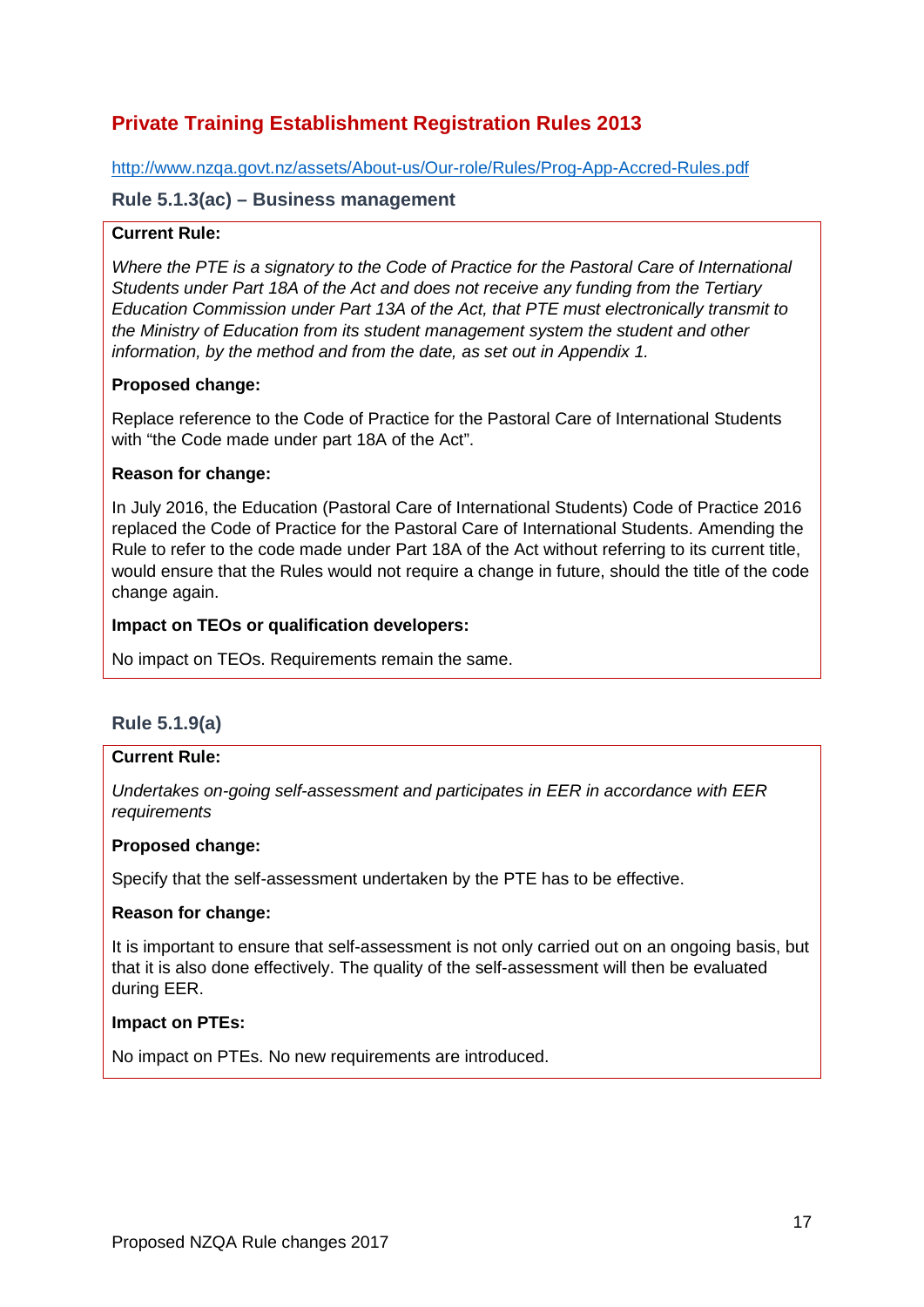## Private Training Establishment Registration Rules 2013

http://www.nzqa.govt.nz/assets/About-us/Our-role/Rules/Prog-App-Accred-Rules.pdf

### Rule 5.1.3(ac) – Business management

**Current Rule:**

*Where the PTE is a signatory to the Code of Practice for the Pastoral Care of International Students under Part 18A of the Act and does not receive any funding from the Tertiary Education Commission under Part 13A of the Act, that PTE must electronically transmit to the Ministry of Education from its student management system the student and other information, by the method and from the date, as set out in Appendix 1.*

**Proposed change:**

Replace reference to the Code of Practice for the Pastoral Care of International Students with "the Code made under part 18A of the Act".

**Reason for change:**

In July 2016, the Education (Pastoral Care of International Students) Code of Practice 2016 replaced the Code of Practice for the Pastoral Care of International Students. Amending the Rule to refer to the code made under Part 18A of the Act without referring to its current title, would ensure that the Rules would not require a change in future, should the title of the code change again.

**Impact on TEOs or qualification developers:**

No impact on TEOs. Requirements remain the same.

### Rule 5.1.9(a)

**Current Rule:**

*Undertakes on-going self-assessment and participates in EER in accordance with EER requirements*

**Proposed change:**

Specify that the self-assessment undertaken by the PTE has to be effective.

**Reason for change:**

It is important to ensure that self-assessment is not only carried out on an ongoing basis, but that it is also done effectively. The quality of the self-assessment will then be evaluated during EER.

**Impact on PTEs:**

No impact on PTEs. No new requirements are introduced.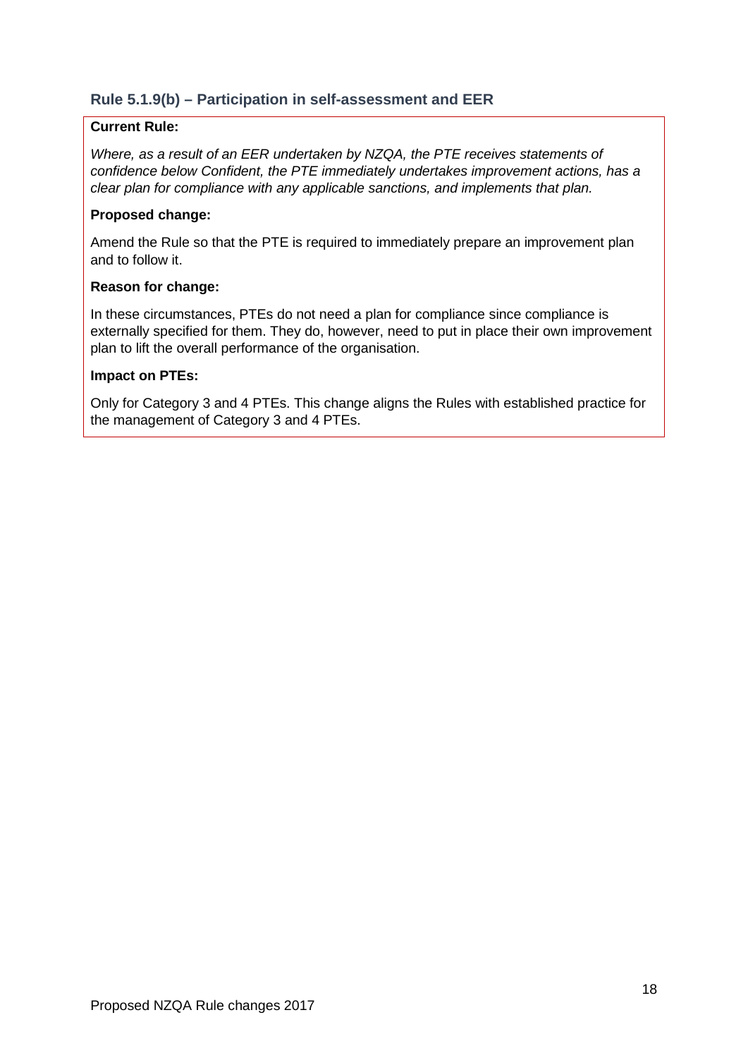### Rule 5.1.9(b) – Participation in self-assessment and EER

**Current Rule:**

*Where, as a result of an EER undertaken by NZQA, the PTE receives statements of confidence below Confident, the PTE immediately undertakes improvement actions, has a clear plan for compliance with any applicable sanctions, and implements that plan.*

**Proposed change:**

Amend the Rule so that the PTE is required to immediately prepare an improvement plan and to follow it.

**Reason for change:**

In these circumstances, PTEs do not need a plan for compliance since compliance is externally specified for them. They do, however, need to put in place their own improvement plan to lift the overall performance of the organisation.

**Impact on PTEs:**

Only for Category 3 and 4 PTEs. This change aligns the Rules with established practice for the management of Category 3 and 4 PTEs.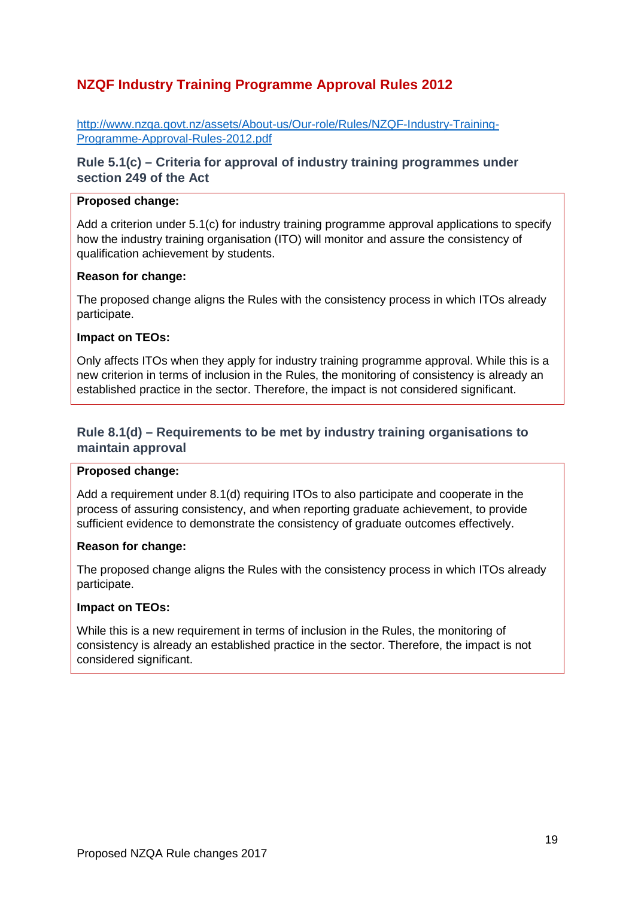## NZQF Industry Training Programme Approval Rules 2012

[http://www.nzqa.govt.nz/assets/About-us/Our-role/Rules/NZQF-Industry-Training-Programme-Approval-Rules-2012.pdf](http://www.nzqa.govt.nz/assets/About-us/Our-role/Rules/NZQF-Industry-Training-Programme-Approval-Rules-2012.pdf)

### Rule 5.1(c) – Criteria for approval of industry training programmes under section 249 of the Act

**Proposed change:**

Add a criterion under 5.1(c) for industry training programme approval applications to specify how the industry training organisation (ITO) will monitor and assure the consistency of qualification achievement by students.

**Reason for change:**

The proposed change aligns the Rules with the consistency process in which ITOs already participate.

**Impact on TEOs:**

Only affects ITOs when they apply for industry training programme approval. While this is a new criterion in terms of inclusion in the Rules, the monitoring of consistency is already an established practice in the sector. Therefore, the impact is not considered significant.

### Rule 8.1(d) – Requirements to be met by industry training organisations to maintain approval

**Proposed change:**

Add a requirement under 8.1(d) requiring ITOs to also participate and cooperate in the process of assuring consistency, and when reporting graduate achievement, to provide sufficient evidence to demonstrate the consistency of graduate outcomes effectively.

**Reason for change:**

The proposed change aligns the Rules with the consistency process in which ITOs already participate.

**Impact on TEOs:**

While this is a new requirement in terms of inclusion in the Rules, the monitoring of consistency is already an established practice in the sector. Therefore, the impact is not considered significant.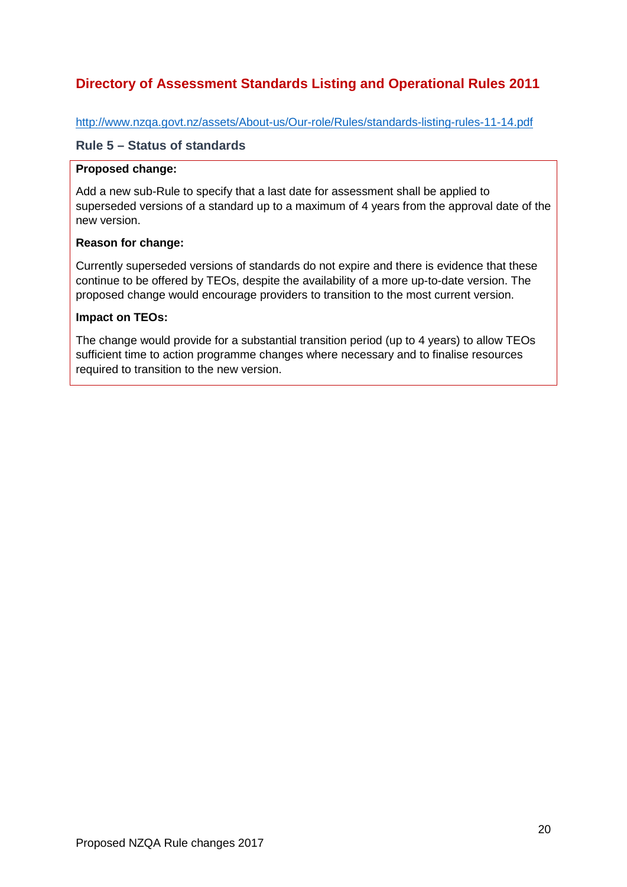## Directory of Assessment Standards Listing and Operational Rules 2011

http://www.nzqa.govt.nz/assets/About-us/Our-role/Rules/standards-listing-rules-11-14.pdf

### Rule 5 – Status of standards

**Proposed change:**

Add a new sub-Rule to specify that a last date for assessment shall be applied to superseded versions of a standard up to a maximum of 4 years from the approval date of the new version.

**Reason for change:**

Currently superseded versions of standards do not expire and there is evidence that these continue to be offered by TEOs, despite the availability of a more up-to-date version. The proposed change would encourage providers to transition to the most current version.

**Impact on TEOs:**

The change would provide for a substantial transition period (up to 4 years) to allow TEOs sufficient time to action programme changes where necessary and to finalise resources required to transition to the new version.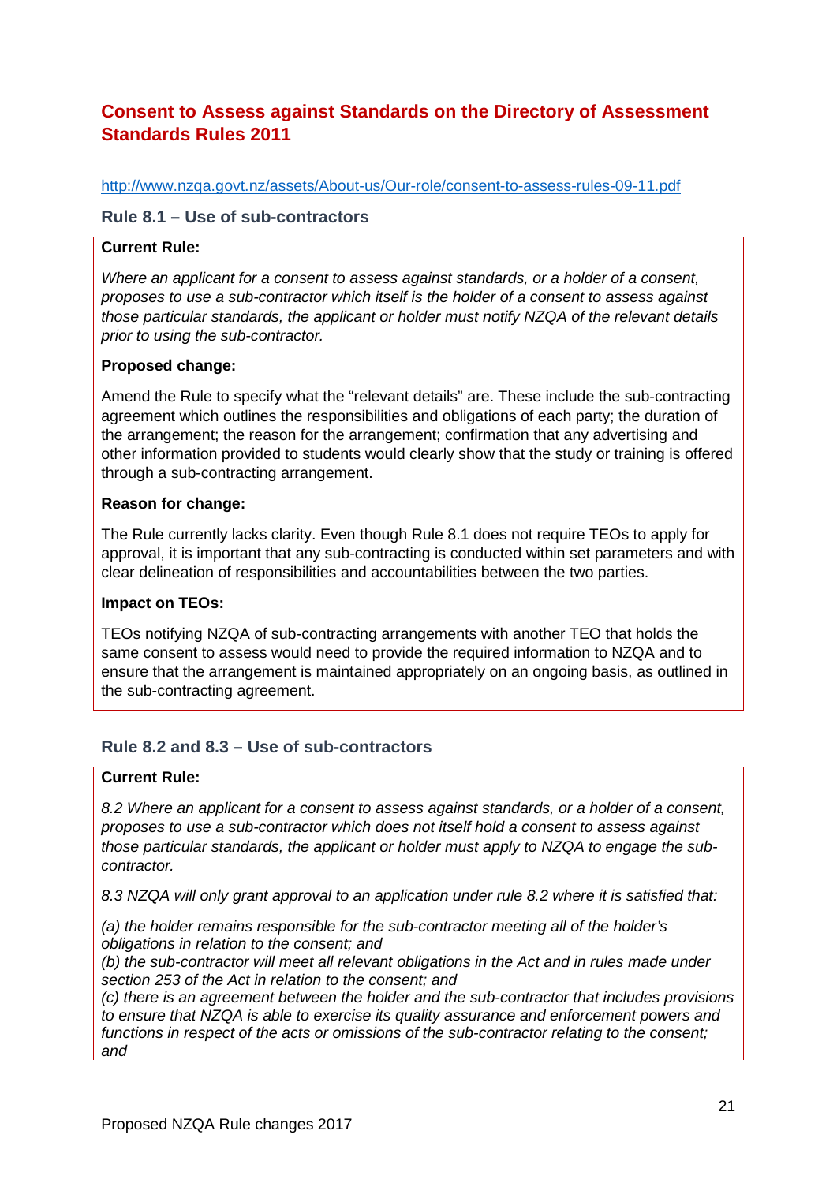## Consent to Assess against Standards on the Directory of Assessment Standards Rules 2011

http://www.nzqa.govt.nz/assets/About-us/Our-role/consent-to-assess-rules-09-11.pdf

### Rule 8.1 – Use of sub-contractors

**Current Rule:**

*Where an applicant for a consent to assess against standards, or a holder of a consent, proposes to use a sub-contractor which itself is the holder of a consent to assess against those particular standards, the applicant or holder must notify NZQA of the relevant details prior to using the sub-contractor.*

**Proposed change:**

Amend the Rule to specify what the "relevant details" are. These include the sub-contracting agreement which outlines the responsibilities and obligations of each party; the duration of the arrangement; the reason for the arrangement; confirmation that any advertising and other information provided to students would clearly show that the study or training is offered through a sub-contracting arrangement.

**Reason for change:**

The Rule currently lacks clarity. Even though Rule 8.1 does not require TEOs to apply for approval, it is important that any sub-contracting is conducted within set parameters and with clear delineation of responsibilities and accountabilities between the two parties.

**Impact on TEOs:**

TEOs notifying NZQA of sub-contracting arrangements with another TEO that holds the same consent to assess would need to provide the required information to NZQA and to ensure that the arrangement is maintained appropriately on an ongoing basis, as outlined in the sub-contracting agreement.

### Rule 8.2 and 8.3 – Use of sub-contractors

**Current Rule:**

*8.2 Where an applicant for a consent to assess against standards, or a holder of a consent, proposes to use a sub-contractor which does not itself hold a consent to assess against those particular standards, the applicant or holder must apply to NZQA to engage the sub-contractor.*

*8.3 NZQA will only grant approval to an application under rule 8.2 where it is satisfied that:*

*(a) the holder remains responsible for the sub-contractor meeting all of the holder's obligations in relation to the consent; and*
*(b) the sub-contractor will meet all relevant obligations in the Act and in rules made under section 253 of the Act in relation to the consent; and*
*(c) there is an agreement between the holder and the sub-contractor that includes provisions to ensure that NZQA is able to exercise its quality assurance and enforcement powers and functions in respect of the acts or omissions of the sub-contractor relating to the consent; and*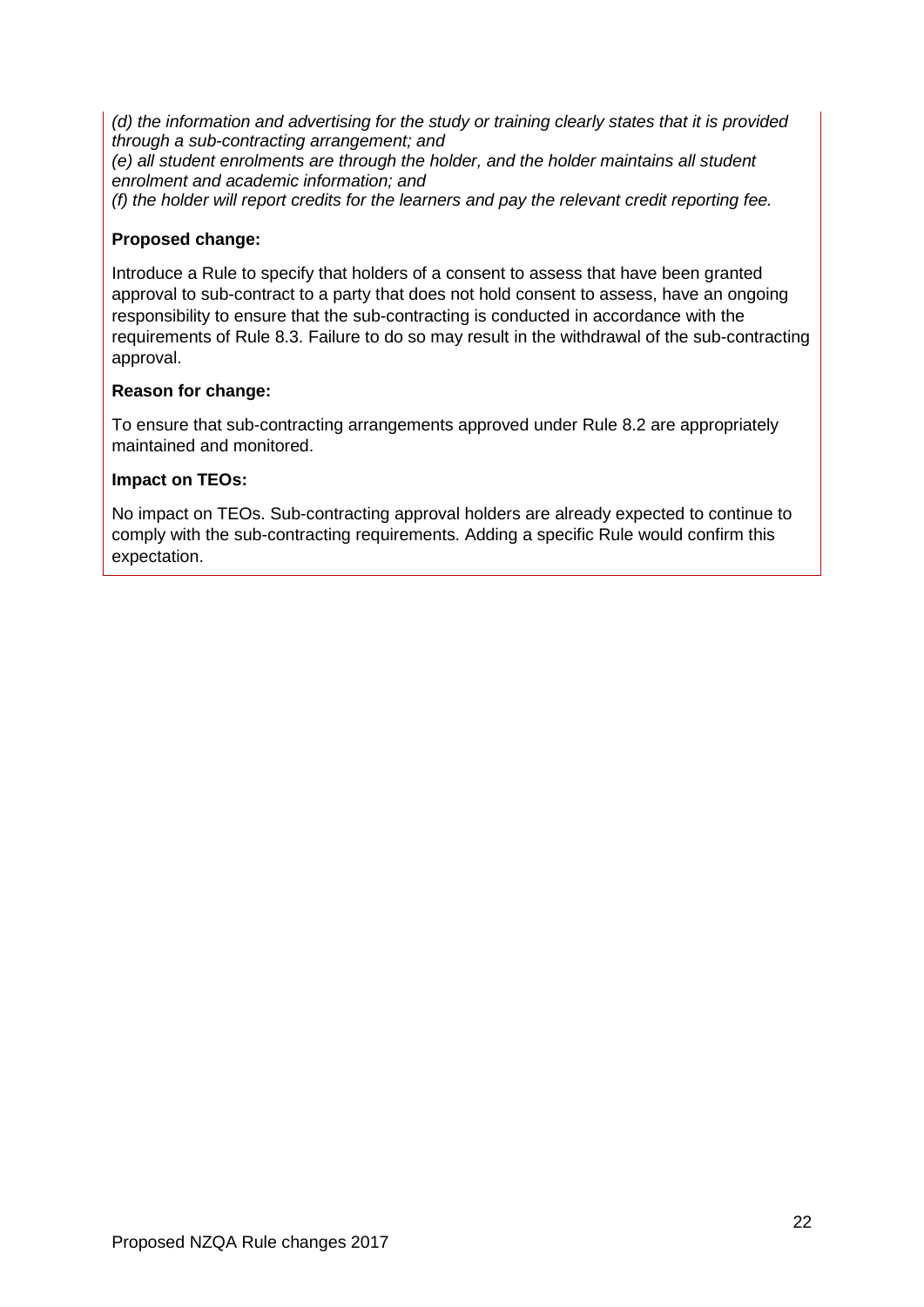*(d) the information and advertising for the study or training clearly states that it is provided through a sub-contracting arrangement; and*
*(e) all student enrolments are through the holder, and the holder maintains all student enrolment and academic information; and*
*(f) the holder will report credits for the learners and pay the relevant credit reporting fee.*

**Proposed change:**

Introduce a Rule to specify that holders of a consent to assess that have been granted approval to sub-contract to a party that does not hold consent to assess, have an ongoing responsibility to ensure that the sub-contracting is conducted in accordance with the requirements of Rule 8.3. Failure to do so may result in the withdrawal of the sub-contracting approval.

**Reason for change:**

To ensure that sub-contracting arrangements approved under Rule 8.2 are appropriately maintained and monitored.

**Impact on TEOs:**

No impact on TEOs. Sub-contracting approval holders are already expected to continue to comply with the sub-contracting requirements. Adding a specific Rule would confirm this expectation.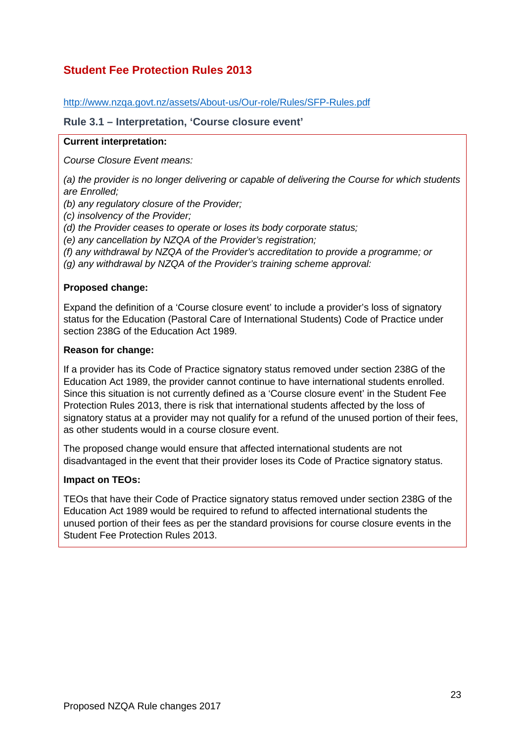## Student Fee Protection Rules 2013

http://www.nzqa.govt.nz/assets/About-us/Our-role/Rules/SFP-Rules.pdf

### Rule 3.1 – Interpretation, ‘Course closure event’

**Current interpretation:**

*Course Closure Event means:*

*(a) the provider is no longer delivering or capable of delivering the Course for which students are Enrolled;*
*(b) any regulatory closure of the Provider;*
*(c) insolvency of the Provider;*
*(d) the Provider ceases to operate or loses its body corporate status;*
*(e) any cancellation by NZQA of the Provider’s registration;*
*(f) any withdrawal by NZQA of the Provider’s accreditation to provide a programme; or*
*(g) any withdrawal by NZQA of the Provider’s training scheme approval:*

**Proposed change:**

Expand the definition of a ‘Course closure event’ to include a provider’s loss of signatory status for the Education (Pastoral Care of International Students) Code of Practice under section 238G of the Education Act 1989.

**Reason for change:**

If a provider has its Code of Practice signatory status removed under section 238G of the Education Act 1989, the provider cannot continue to have international students enrolled. Since this situation is not currently defined as a ‘Course closure event’ in the Student Fee Protection Rules 2013, there is risk that international students affected by the loss of signatory status at a provider may not qualify for a refund of the unused portion of their fees, as other students would in a course closure event.

The proposed change would ensure that affected international students are not disadvantaged in the event that their provider loses its Code of Practice signatory status.

**Impact on TEOs:**

TEOs that have their Code of Practice signatory status removed under section 238G of the Education Act 1989 would be required to refund to affected international students the unused portion of their fees as per the standard provisions for course closure events in the Student Fee Protection Rules 2013.